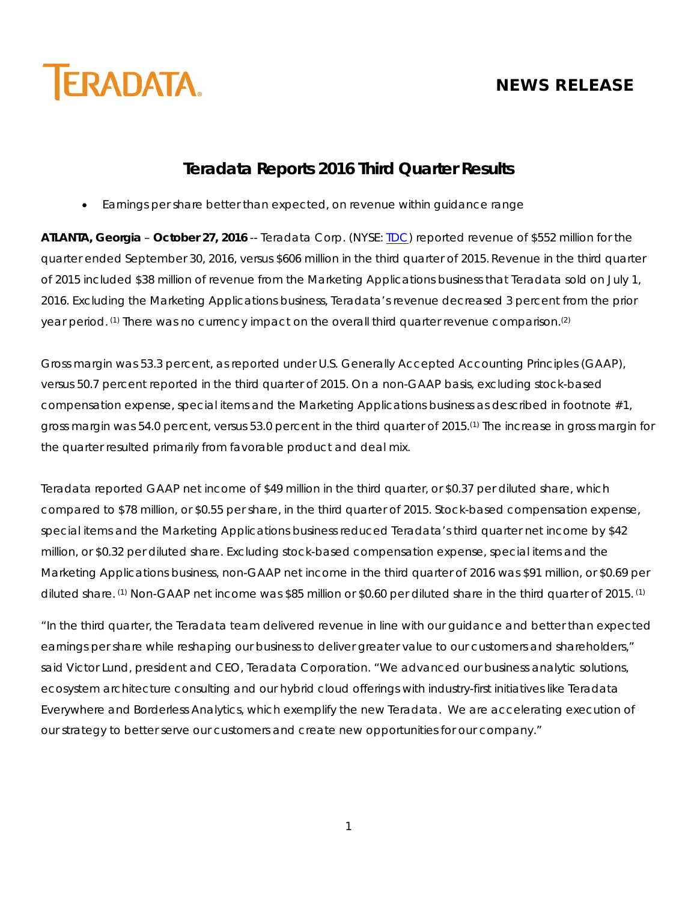TERADATA

**NEWS RELEASE**

# Teradata Reports 2016 Third Quarter Results

- Earnings per share better than expected, on revenue within guidance range

**ATLANTA, Georgia** – **October 27, 2016** -- Teradata Corp. (NYSE: TDC) reported revenue of $552 million for the quarter ended September 30, 2016, versus $606 million in the third quarter of 2015. Revenue in the third quarter of 2015 included $38 million of revenue from the Marketing Applications business that Teradata sold on July 1, 2016. Excluding the Marketing Applications business, Teradata's revenue decreased 3 percent from the prior year period. (1) There was no currency impact on the overall third quarter revenue comparison.(2)

Gross margin was 53.3 percent, as reported under U.S. Generally Accepted Accounting Principles (GAAP), versus 50.7 percent reported in the third quarter of 2015. On a non-GAAP basis, excluding stock-based compensation expense, special items and the Marketing Applications business as described in footnote #1, gross margin was 54.0 percent, versus 53.0 percent in the third quarter of 2015.(1) The increase in gross margin for the quarter resulted primarily from favorable product and deal mix.

Teradata reported GAAP net income of $49 million in the third quarter, or $0.37 per diluted share, which compared to $78 million, or $0.55 per share, in the third quarter of 2015. Stock-based compensation expense, special items and the Marketing Applications business reduced Teradata's third quarter net income by $42 million, or $0.32 per diluted share. Excluding stock-based compensation expense, special items and the Marketing Applications business, non-GAAP net income in the third quarter of 2016 was $91 million, or $0.69 per diluted share. (1) Non-GAAP net income was $85 million or $0.60 per diluted share in the third quarter of 2015. (1)

"In the third quarter, the Teradata team delivered revenue in line with our guidance and better than expected earnings per share while reshaping our business to deliver greater value to our customers and shareholders," said Victor Lund, president and CEO, Teradata Corporation. "We advanced our business analytic solutions, ecosystem architecture consulting and our hybrid cloud offerings with industry-first initiatives like Teradata Everywhere and Borderless Analytics, which exemplify the new Teradata. We are accelerating execution of our strategy to better serve our customers and create new opportunities for our company."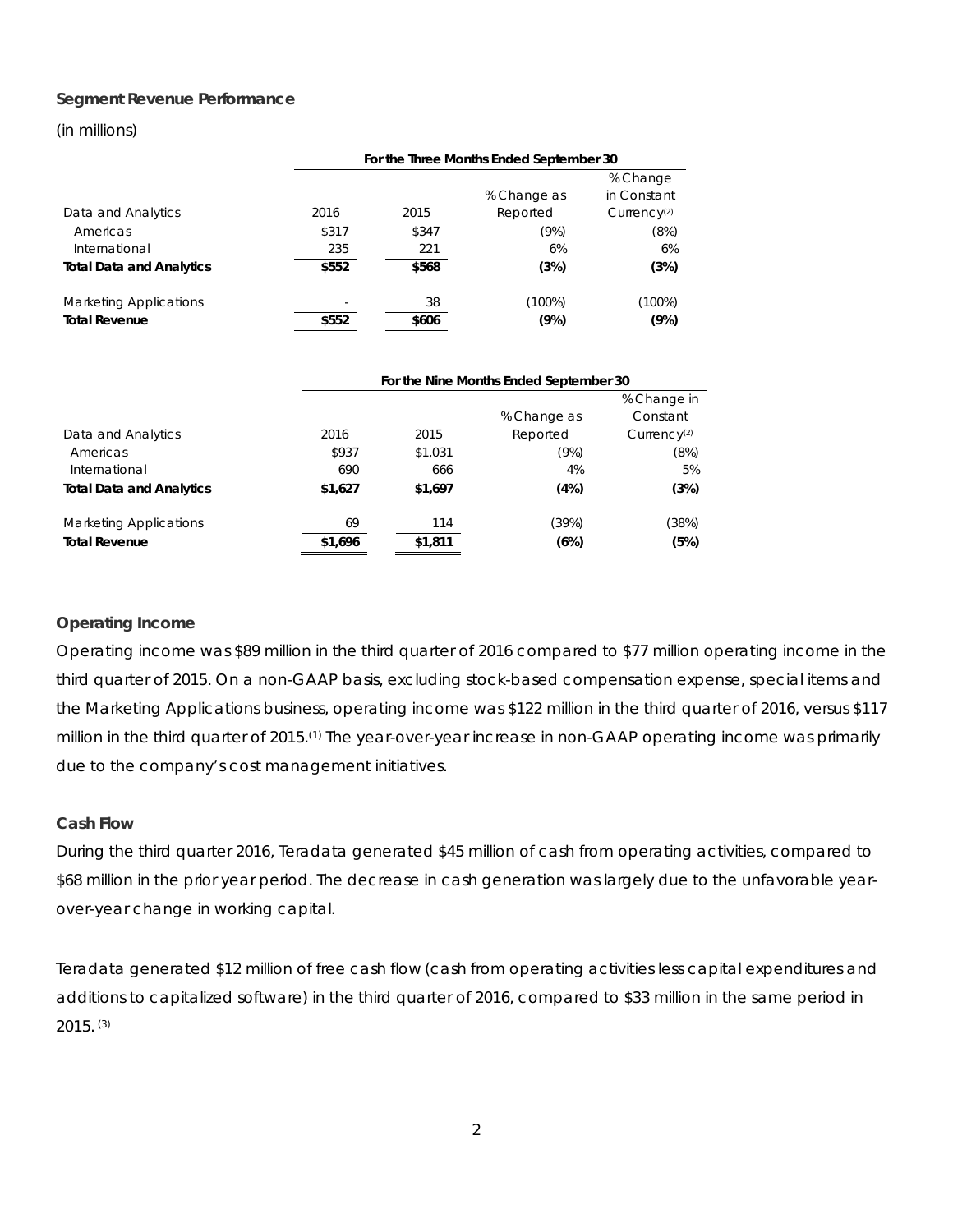**Segment Revenue Performance**

(in millions)

| | For the Three Months Ended September 30 | | | |
|---|---|---|---|---|
| Data and Analytics | 2016 | 2015 | % Change as Reported | % Change in Constant Currency[2] |
| Americas | $317 | $347 | (9%) | (8%) |
| International | 235 | 221 | 6% | 6% |
| **Total Data and Analytics** | **$552** | **$568** | **(3%)** | **(3%)** |
| | | | | |
| Marketing Applications | - | 38 | (100%) | (100%) |
| **Total Revenue** | **$552** | **$606** | **(9%)** | **(9%)** |

| | For the Nine Months Ended September 30 | | | |
|---|---|---|---|---|
| Data and Analytics | 2016 | 2015 | % Change as Reported | % Change in Constant Currency[2] |
| Americas | $937 | $1,031 | (9%) | (8%) |
| International | 690 | 666 | 4% | 5% |
| **Total Data and Analytics** | **$1,627** | **$1,697** | **(4%)** | **(3%)** |
| | | | | |
| Marketing Applications | 69 | 114 | (39%) | (38%) |
| **Total Revenue** | **$1,696** | **$1,811** | **(6%)** | **(5%)** |

**Operating Income**

Operating income was $89 million in the third quarter of 2016 compared to $77 million operating income in the third quarter of 2015. On a non-GAAP basis, excluding stock-based compensation expense, special items and the Marketing Applications business, operating income was $122 million in the third quarter of 2016, versus $117 million in the third quarter of 2015.[1] The year-over-year increase in non-GAAP operating income was primarily due to the company's cost management initiatives.

**Cash Flow**

During the third quarter 2016, Teradata generated $45 million of cash from operating activities, compared to $68 million in the prior year period. The decrease in cash generation was largely due to the unfavorable year-over-year change in working capital.

Teradata generated $12 million of free cash flow (cash from operating activities less capital expenditures and additions to capitalized software) in the third quarter of 2016, compared to $33 million in the same period in 2015. [3]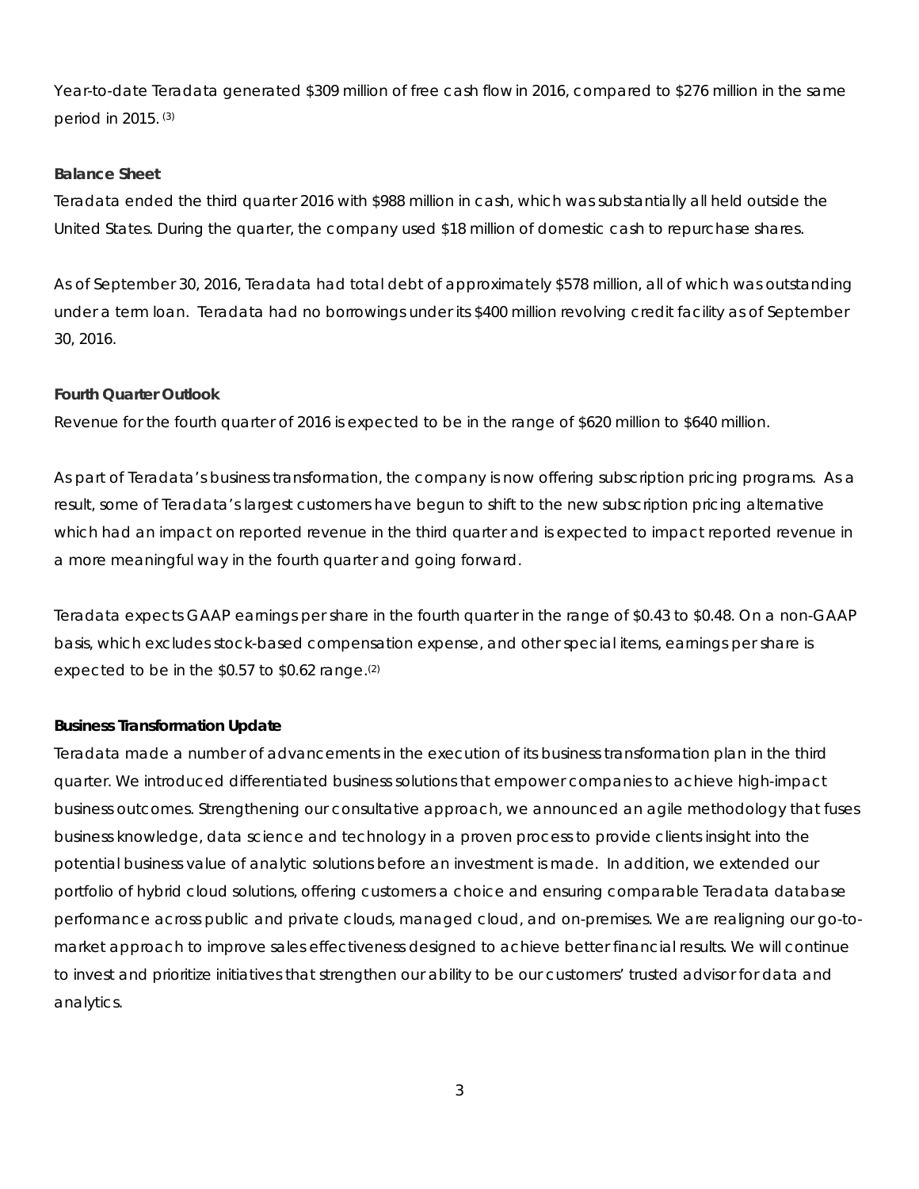Year-to-date Teradata generated $309 million of free cash flow in 2016, compared to $276 million in the same period in 2015. [(3)]

**Balance Sheet**

Teradata ended the third quarter 2016 with $988 million in cash, which was substantially all held outside the United States. During the quarter, the company used $18 million of domestic cash to repurchase shares.

As of September 30, 2016, Teradata had total debt of approximately $578 million, all of which was outstanding under a term loan. Teradata had no borrowings under its $400 million revolving credit facility as of September 30, 2016.

**Fourth Quarter Outlook**

Revenue for the fourth quarter of 2016 is expected to be in the range of $620 million to $640 million.

As part of Teradata's business transformation, the company is now offering subscription pricing programs. As a result, some of Teradata's largest customers have begun to shift to the new subscription pricing alternative which had an impact on reported revenue in the third quarter and is expected to impact reported revenue in a more meaningful way in the fourth quarter and going forward.

Teradata expects GAAP earnings per share in the fourth quarter in the range of $0.43 to $0.48. On a non-GAAP basis, which excludes stock-based compensation expense, and other special items, earnings per share is expected to be in the $0.57 to $0.62 range.[(2)]

**Business Transformation Update**

Teradata made a number of advancements in the execution of its business transformation plan in the third quarter. We introduced differentiated business solutions that empower companies to achieve high-impact business outcomes. Strengthening our consultative approach, we announced an agile methodology that fuses business knowledge, data science and technology in a proven process to provide clients insight into the potential business value of analytic solutions before an investment is made. In addition, we extended our portfolio of hybrid cloud solutions, offering customers a choice and ensuring comparable Teradata database performance across public and private clouds, managed cloud, and on-premises. We are realigning our go-to-market approach to improve sales effectiveness designed to achieve better financial results. We will continue to invest and prioritize initiatives that strengthen our ability to be our customers' trusted advisor for data and analytics.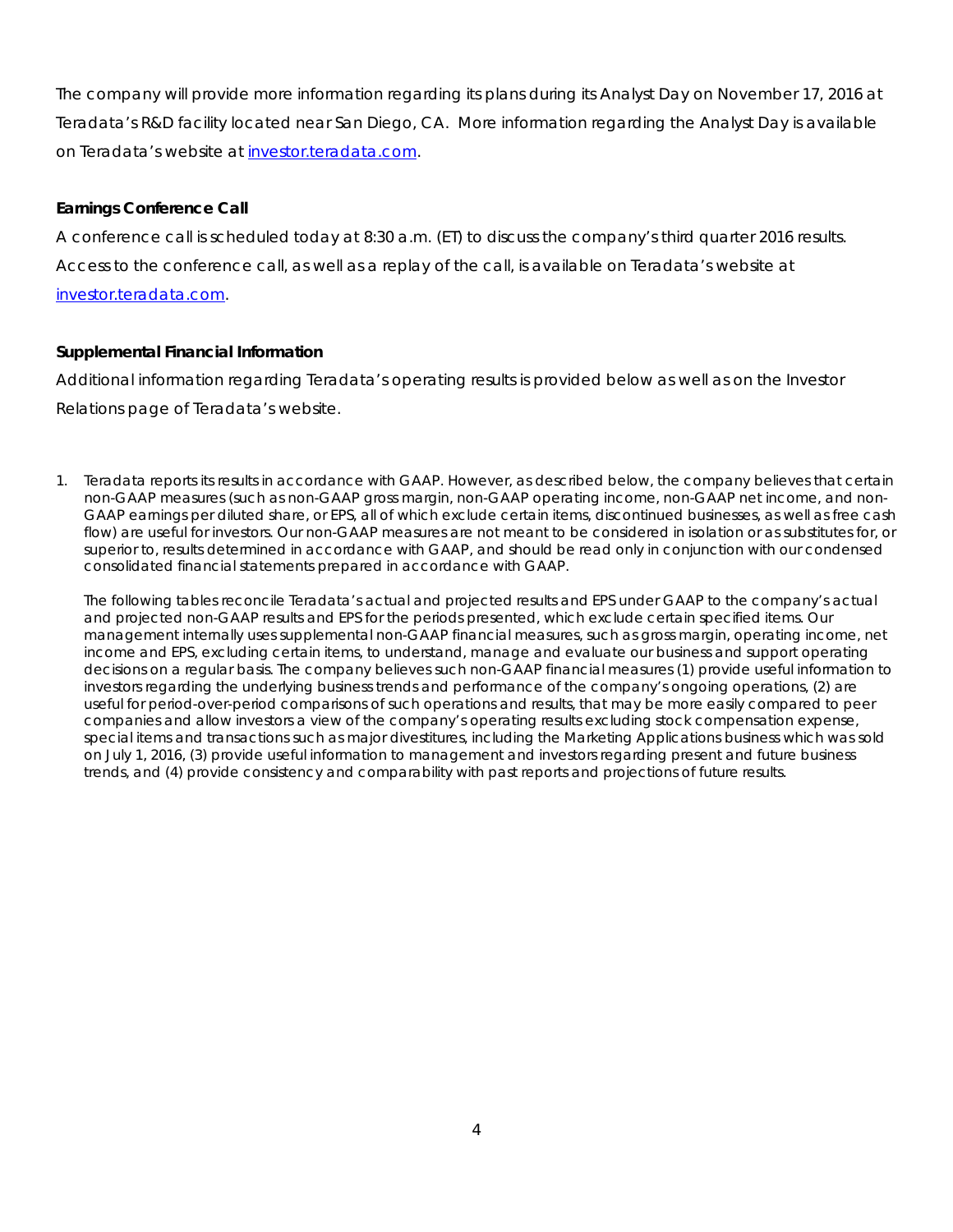The company will provide more information regarding its plans during its Analyst Day on November 17, 2016 at Teradata's R&D facility located near San Diego, CA. More information regarding the Analyst Day is available on Teradata's website at [investor.teradata.com](investor.teradata.com).

**Earnings Conference Call**

A conference call is scheduled today at 8:30 a.m. (ET) to discuss the company's third quarter 2016 results. Access to the conference call, as well as a replay of the call, is available on Teradata's website at [investor.teradata.com](investor.teradata.com).

**Supplemental Financial Information**

Additional information regarding Teradata's operating results is provided below as well as on the Investor Relations page of Teradata's website.

1. Teradata reports its results in accordance with GAAP. However, as described below, the company believes that certain non-GAAP measures (such as non-GAAP gross margin, non-GAAP operating income, non-GAAP net income, and non-GAAP earnings per diluted share, or EPS, all of which exclude certain items, discontinued businesses, as well as free cash flow) are useful for investors. Our non-GAAP measures are not meant to be considered in isolation or as substitutes for, or superior to, results determined in accordance with GAAP, and should be read only in conjunction with our condensed consolidated financial statements prepared in accordance with GAAP.

   The following tables reconcile Teradata's actual and projected results and EPS under GAAP to the company's actual and projected non-GAAP results and EPS for the periods presented, which exclude certain specified items. Our management internally uses supplemental non-GAAP financial measures, such as gross margin, operating income, net income and EPS, excluding certain items, to understand, manage and evaluate our business and support operating decisions on a regular basis. The company believes such non-GAAP financial measures (1) provide useful information to investors regarding the underlying business trends and performance of the company's ongoing operations, (2) are useful for period-over-period comparisons of such operations and results, that may be more easily compared to peer companies and allow investors a view of the company's operating results excluding stock compensation expense, special items and transactions such as major divestitures, including the Marketing Applications business which was sold on July 1, 2016, (3) provide useful information to management and investors regarding present and future business trends, and (4) provide consistency and comparability with past reports and projections of future results.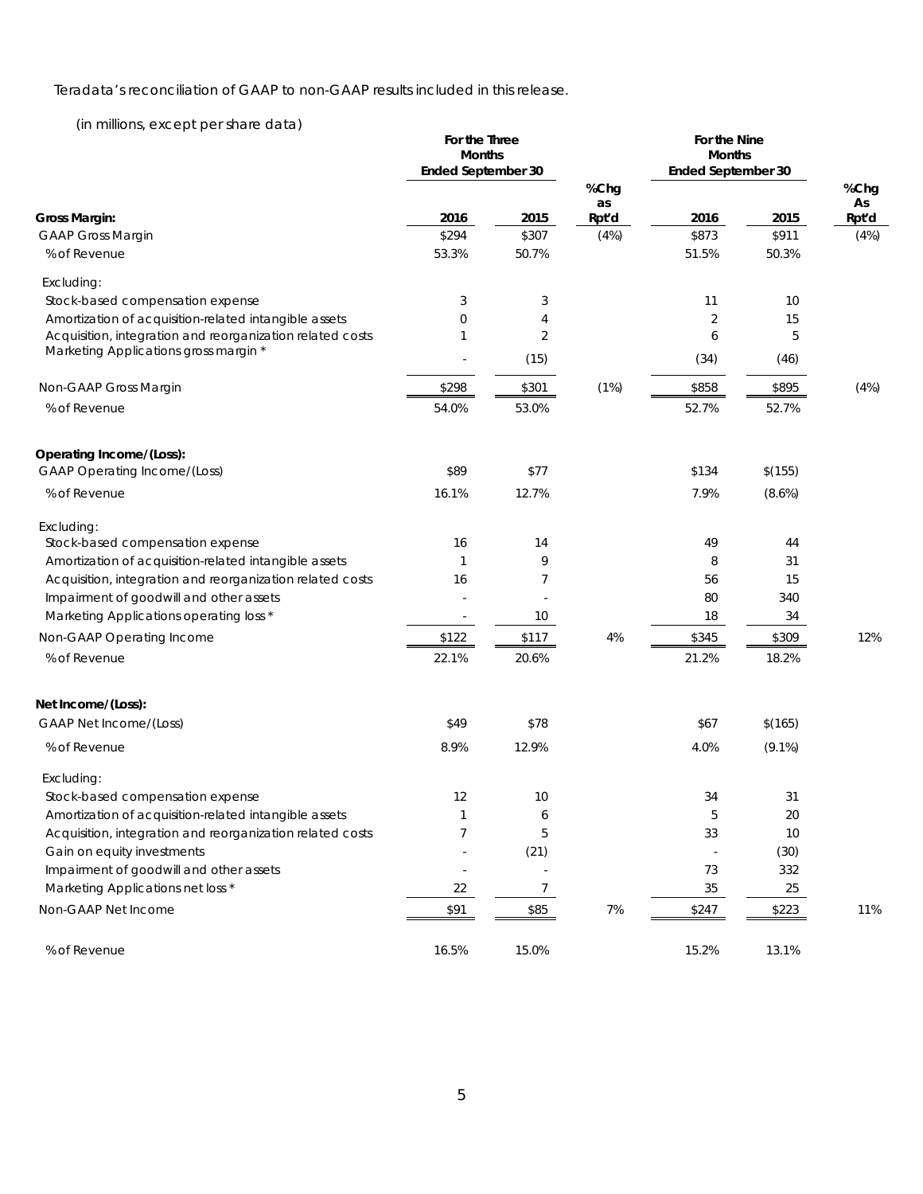Teradata's reconciliation of GAAP to non-GAAP results included in this release.

(in millions, except per share data)

| | For the Three Months Ended September 30 | | | For the Nine Months Ended September 30 | | |
|---|---|---|---|---|---|---|
| **Gross Margin:** | **2016** | **2015** | **%Chg as Rpt'd** | **2016** | **2015** | **%Chg As Rpt'd** |
| GAAP Gross Margin | $294 | $307 | (4%) | $873 | $911 | (4%) |
| % of Revenue | 53.3% | 50.7% | | 51.5% | 50.3% | |
| Excluding: | | | | | | |
| Stock-based compensation expense | 3 | 3 | | 11 | 10 | |
| Amortization of acquisition-related intangible assets | 0 | 4 | | 2 | 15 | |
| Acquisition, integration and reorganization related costs | 1 | 2 | | 6 | 5 | |
| Marketing Applications gross margin * | - | (15) | | (34) | (46) | |
| Non-GAAP Gross Margin | $298 | $301 | (1%) | $858 | $895 | (4%) |
| % of Revenue | 54.0% | 53.0% | | 52.7% | 52.7% | |
| **Operating Income/(Loss):** | | | | | | |
| GAAP Operating Income/(Loss) | $89 | $77 | | $134 | $(155) | |
| % of Revenue | 16.1% | 12.7% | | 7.9% | (8.6%) | |
| Excluding: | | | | | | |
| Stock-based compensation expense | 16 | 14 | | 49 | 44 | |
| Amortization of acquisition-related intangible assets | 1 | 9 | | 8 | 31 | |
| Acquisition, integration and reorganization related costs | 16 | 7 | | 56 | 15 | |
| Impairment of goodwill and other assets | - | - | | 80 | 340 | |
| Marketing Applications operating loss * | - | 10 | | 18 | 34 | |
| Non-GAAP Operating Income | $122 | $117 | 4% | $345 | $309 | 12% |
| % of Revenue | 22.1% | 20.6% | | 21.2% | 18.2% | |
| **Net Income/(Loss):** | | | | | | |
| GAAP Net Income/(Loss) | $49 | $78 | | $67 | $(165) | |
| % of Revenue | 8.9% | 12.9% | | 4.0% | (9.1%) | |
| Excluding: | | | | | | |
| Stock-based compensation expense | 12 | 10 | | 34 | 31 | |
| Amortization of acquisition-related intangible assets | 1 | 6 | | 5 | 20 | |
| Acquisition, integration and reorganization related costs | 7 | 5 | | 33 | 10 | |
| Gain on equity investments | - | (21) | | - | (30) | |
| Impairment of goodwill and other assets | - | - | | 73 | 332 | |
| Marketing Applications net loss * | 22 | 7 | | 35 | 25 | |
| Non-GAAP Net Income | $91 | $85 | 7% | $247 | $223 | 11% |
| % of Revenue | 16.5% | 15.0% | | 15.2% | 13.1% | |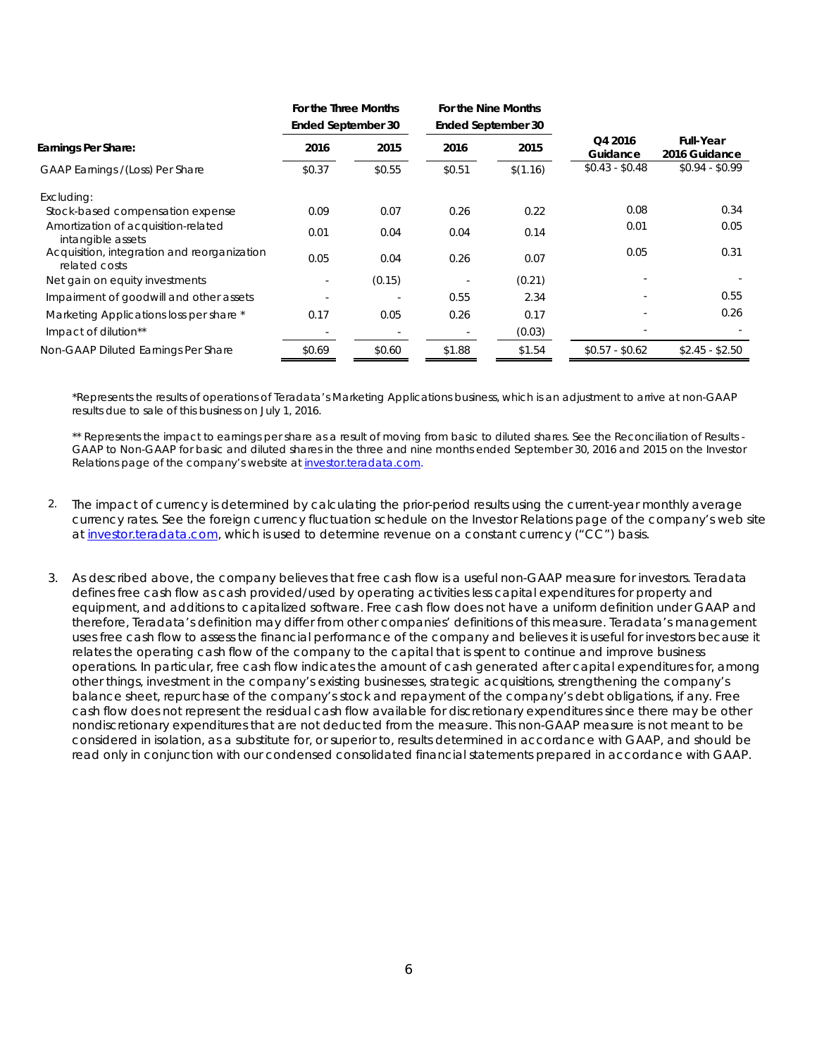| Earnings Per Share: | For the Three Months Ended September 30 2016 | 2015 | For the Nine Months Ended September 30 2016 | 2015 | Q4 2016 Guidance | Full-Year 2016 Guidance |
|---|---|---|---|---|---|---|
| GAAP Earnings / (Loss) Per Share | $0.37 | $0.55 | $0.51 | $(1.16) | $0.43 - $0.48 | $0.94 - $0.99 |
| Excluding: | | | | | | |
| Stock-based compensation expense | 0.09 | 0.07 | 0.26 | 0.22 | 0.08 | 0.34 |
| Amortization of acquisition-related intangible assets | 0.01 | 0.04 | 0.04 | 0.14 | 0.01 | 0.05 |
| Acquisition, integration and reorganization related costs | 0.05 | 0.04 | 0.26 | 0.07 | 0.05 | 0.31 |
| Net gain on equity investments | - | (0.15) | - | (0.21) | - | - |
| Impairment of goodwill and other assets | - | - | 0.55 | 2.34 | - | 0.55 |
| Marketing Applications loss per share * | 0.17 | 0.05 | 0.26 | 0.17 | - | 0.26 |
| Impact of dilution** | - | - | - | (0.03) | - | - |
| Non-GAAP Diluted Earnings Per Share | $0.69 | $0.60 | $1.88 | $1.54 | $0.57 - $0.62 | $2.45 - $2.50 |

*Represents the results of operations of Teradata's Marketing Applications business, which is an adjustment to arrive at non-GAAP results due to sale of this business on July 1, 2016.

** Represents the impact to earnings per share as a result of moving from basic to diluted shares. See the Reconciliation of Results - GAAP to Non-GAAP for basic and diluted shares in the three and nine months ended September 30, 2016 and 2015 on the Investor Relations page of the company's website at investor.teradata.com.

2. The impact of currency is determined by calculating the prior-period results using the current-year monthly average currency rates. See the foreign currency fluctuation schedule on the Investor Relations page of the company's web site at investor.teradata.com, which is used to determine revenue on a constant currency ("CC") basis.

3. As described above, the company believes that free cash flow is a useful non-GAAP measure for investors. Teradata defines free cash flow as cash provided/used by operating activities less capital expenditures for property and equipment, and additions to capitalized software. Free cash flow does not have a uniform definition under GAAP and therefore, Teradata's definition may differ from other companies' definitions of this measure. Teradata's management uses free cash flow to assess the financial performance of the company and believes it is useful for investors because it relates the operating cash flow of the company to the capital that is spent to continue and improve business operations. In particular, free cash flow indicates the amount of cash generated after capital expenditures for, among other things, investment in the company's existing businesses, strategic acquisitions, strengthening the company's balance sheet, repurchase of the company's stock and repayment of the company's debt obligations, if any. Free cash flow does not represent the residual cash flow available for discretionary expenditures since there may be other nondiscretionary expenditures that are not deducted from the measure. This non-GAAP measure is not meant to be considered in isolation, as a substitute for, or superior to, results determined in accordance with GAAP, and should be read only in conjunction with our condensed consolidated financial statements prepared in accordance with GAAP.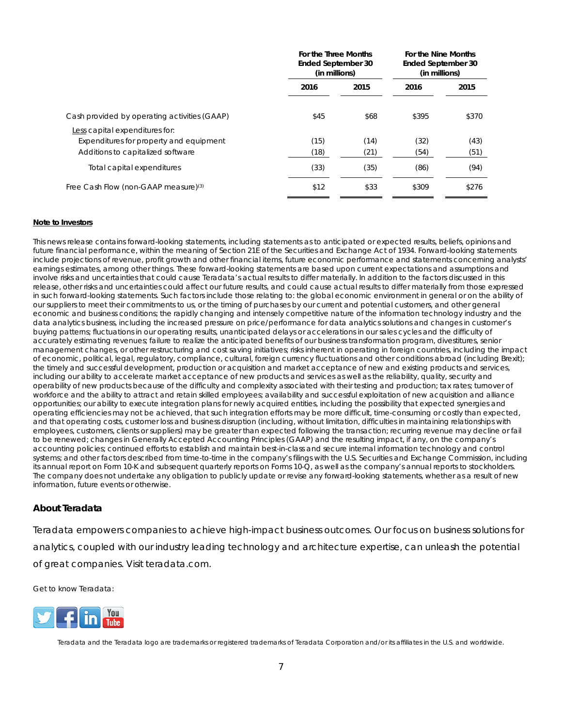| | For the Three Months Ended September 30 (in millions) | | For the Nine Months Ended September 30 (in millions) | |
|---|---|---|---|---|
| | 2016 | 2015 | 2016 | 2015 |
| Cash provided by operating activities (GAAP) | $45 | $68 | $395 | $370 |
| Less capital expenditures for: | | | | |
| Expenditures for property and equipment | (15) | (14) | (32) | (43) |
| Additions to capitalized software | (18) | (21) | (54) | (51) |
| Total capital expenditures | (33) | (35) | (86) | (94) |
| Free Cash Flow (non-GAAP measure)[3] | $12 | $33 | $309 | $276 |

**Note to Investors**

This news release contains forward-looking statements, including statements as to anticipated or expected results, beliefs, opinions and future financial performance, within the meaning of Section 21E of the Securities and Exchange Act of 1934. Forward-looking statements include projections of revenue, profit growth and other financial items, future economic performance and statements concerning analysts' earnings estimates, among other things. These forward-looking statements are based upon current expectations and assumptions and involve risks and uncertainties that could cause Teradata's actual results to differ materially. In addition to the factors discussed in this release, other risks and uncertainties could affect our future results, and could cause actual results to differ materially from those expressed in such forward-looking statements. Such factors include those relating to: the global economic environment in general or on the ability of our suppliers to meet their commitments to us, or the timing of purchases by our current and potential customers, and other general economic and business conditions; the rapidly changing and intensely competitive nature of the information technology industry and the data analytics business, including the increased pressure on price/performance for data analytics solutions and changes in customer's buying patterns; fluctuations in our operating results, unanticipated delays or accelerations in our sales cycles and the difficulty of accurately estimating revenues; failure to realize the anticipated benefits of our business transformation program, divestitures, senior management changes, or other restructuring and cost saving initiatives; risks inherent in operating in foreign countries, including the impact of economic, political, legal, regulatory, compliance, cultural, foreign currency fluctuations and other conditions abroad (including Brexit); the timely and successful development, production or acquisition and market acceptance of new and existing products and services, including our ability to accelerate market acceptance of new products and services as well as the reliability, quality, security and operability of new products because of the difficulty and complexity associated with their testing and production; tax rates; turnover of workforce and the ability to attract and retain skilled employees; availability and successful exploitation of new acquisition and alliance opportunities; our ability to execute integration plans for newly acquired entities, including the possibility that expected synergies and operating efficiencies may not be achieved, that such integration efforts may be more difficult, time-consuming or costly than expected, and that operating costs, customer loss and business disruption (including, without limitation, difficulties in maintaining relationships with employees, customers, clients or suppliers) may be greater than expected following the transaction; recurring revenue may decline or fail to be renewed; changes in Generally Accepted Accounting Principles (GAAP) and the resulting impact, if any, on the company's accounting policies; continued efforts to establish and maintain best-in-class and secure internal information technology and control systems; and other factors described from time-to-time in the company's filings with the U.S. Securities and Exchange Commission, including its annual report on Form 10-K and subsequent quarterly reports on Forms 10-Q, as well as the company's annual reports to stockholders. The company does not undertake any obligation to publicly update or revise any forward-looking statements, whether as a result of new information, future events or otherwise.

## About Teradata

Teradata empowers companies to achieve high-impact business outcomes. Our focus on business solutions for analytics, coupled with our industry leading technology and architecture expertise, can unleash the potential of great companies. Visit teradata.com.

Get to know Teradata:

Teradata and the Teradata logo are trademarks or registered trademarks of Teradata Corporation and/or its affiliates in the U.S. and worldwide.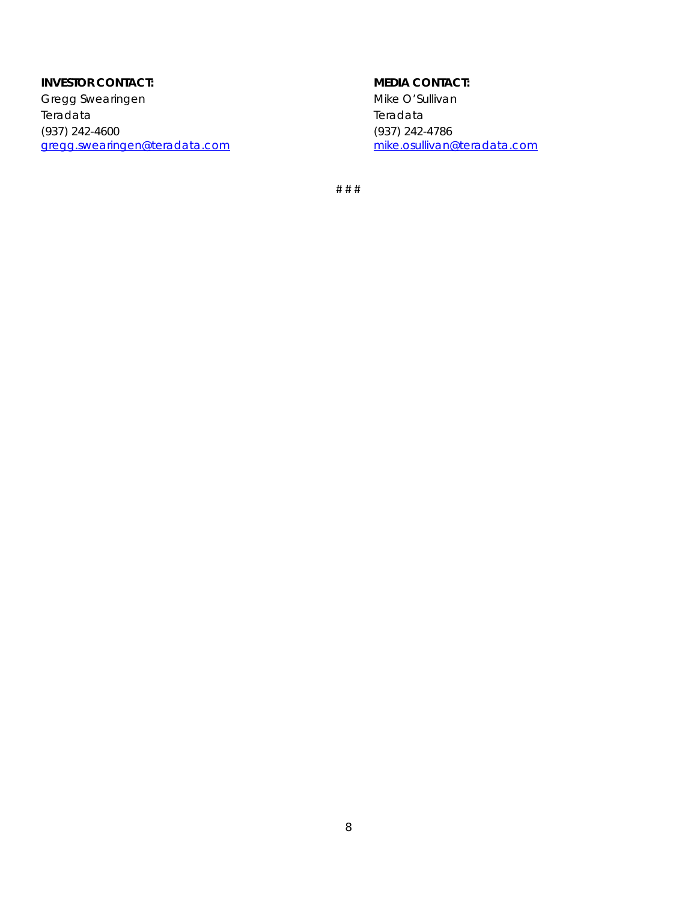**INVESTOR CONTACT:**
Gregg Swearingen
Teradata
(937) 242-4600
gregg.swearingen@teradata.com

**MEDIA CONTACT:**
Mike O'Sullivan
Teradata
(937) 242-4786
mike.osullivan@teradata.com

# # #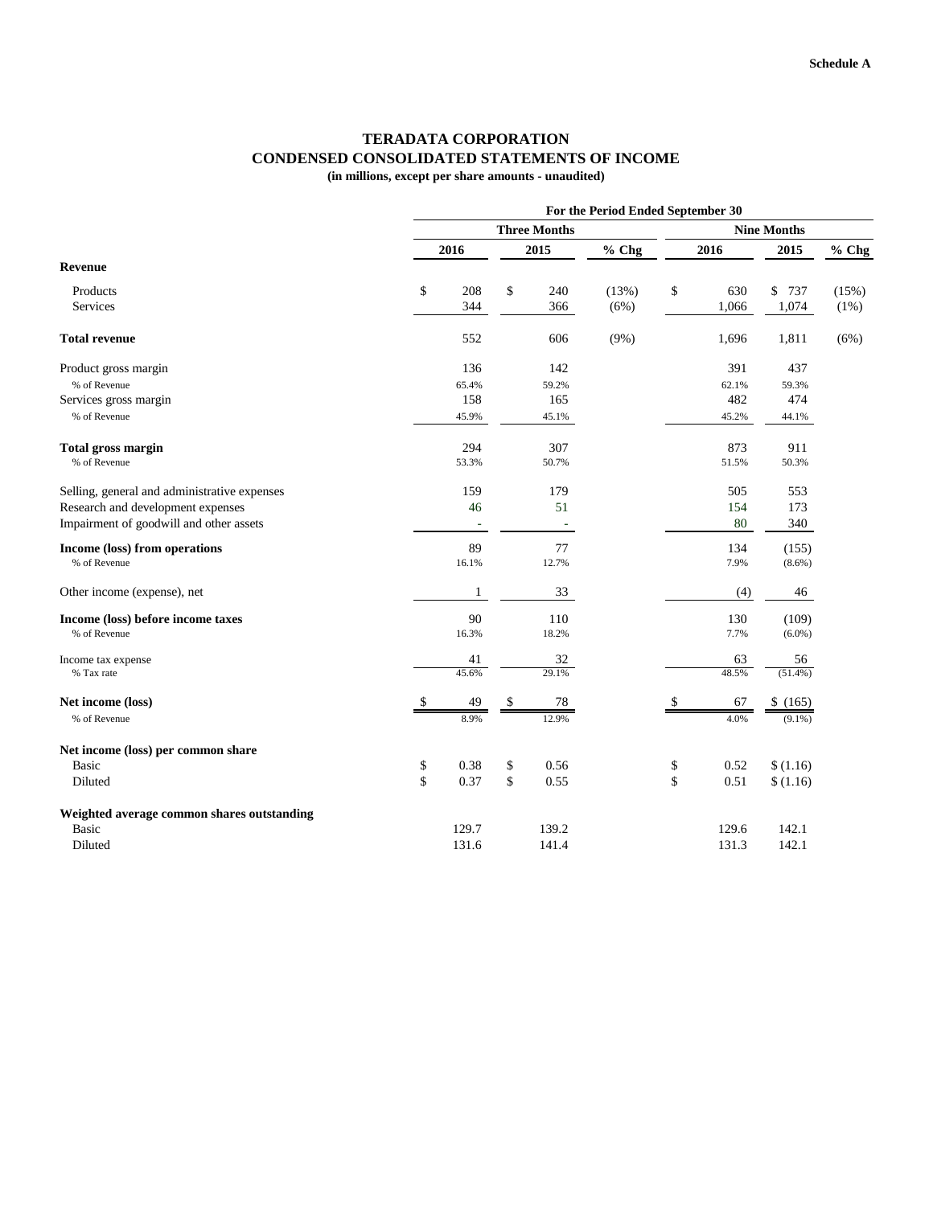Schedule A

# TERADATA CORPORATION
## CONDENSED CONSOLIDATED STATEMENTS OF INCOME
**(in millions, except per share amounts - unaudited)**

| | For the Period Ended September 30 | | | | | |
|---|---|---|---|---|---|---|
| | Three Months | | | Nine Months | | |
| | 2016 | 2015 | % Chg | 2016 | 2015 | % Chg |
| **Revenue** | | | | | | |
| Products | $ 208 | $ 240 | (13%) | $ 630 | $ 737 | (15%) |
| Services | 344 | 366 | (6%) | 1,066 | 1,074 | (1%) |
| **Total revenue** | 552 | 606 | (9%) | 1,696 | 1,811 | (6%) |
| Product gross margin | 136 | 142 | | 391 | 437 | |
| % of Revenue | 65.4% | 59.2% | | 62.1% | 59.3% | |
| Services gross margin | 158 | 165 | | 482 | 474 | |
| % of Revenue | 45.9% | 45.1% | | 45.2% | 44.1% | |
| **Total gross margin** | 294 | 307 | | 873 | 911 | |
| % of Revenue | 53.3% | 50.7% | | 51.5% | 50.3% | |
| Selling, general and administrative expenses | 159 | 179 | | 505 | 553 | |
| Research and development expenses | 46 | 51 | | 154 | 173 | |
| Impairment of goodwill and other assets | - | - | | 80 | 340 | |
| **Income (loss) from operations** | 89 | 77 | | 134 | (155) | |
| % of Revenue | 16.1% | 12.7% | | 7.9% | (8.6%) | |
| Other income (expense), net | 1 | 33 | | (4) | 46 | |
| **Income (loss) before income taxes** | 90 | 110 | | 130 | (109) | |
| % of Revenue | 16.3% | 18.2% | | 7.7% | (6.0%) | |
| Income tax expense | 41 | 32 | | 63 | 56 | |
| % Tax rate | 45.6% | 29.1% | | 48.5% | (51.4%) | |
| **Net income (loss)** | $ 49 | $ 78 | | $ 67 | $ (165) | |
| % of Revenue | 8.9% | 12.9% | | 4.0% | (9.1%) | |
| **Net income (loss) per common share** | | | | | | |
| Basic | $ 0.38 | $ 0.56 | | $ 0.52 | $ (1.16) | |
| Diluted | $ 0.37 | $ 0.55 | | $ 0.51 | $ (1.16) | |
| **Weighted average common shares outstanding** | | | | | | |
| Basic | 129.7 | 139.2 | | 129.6 | 142.1 | |
| Diluted | 131.6 | 141.4 | | 131.3 | 142.1 | |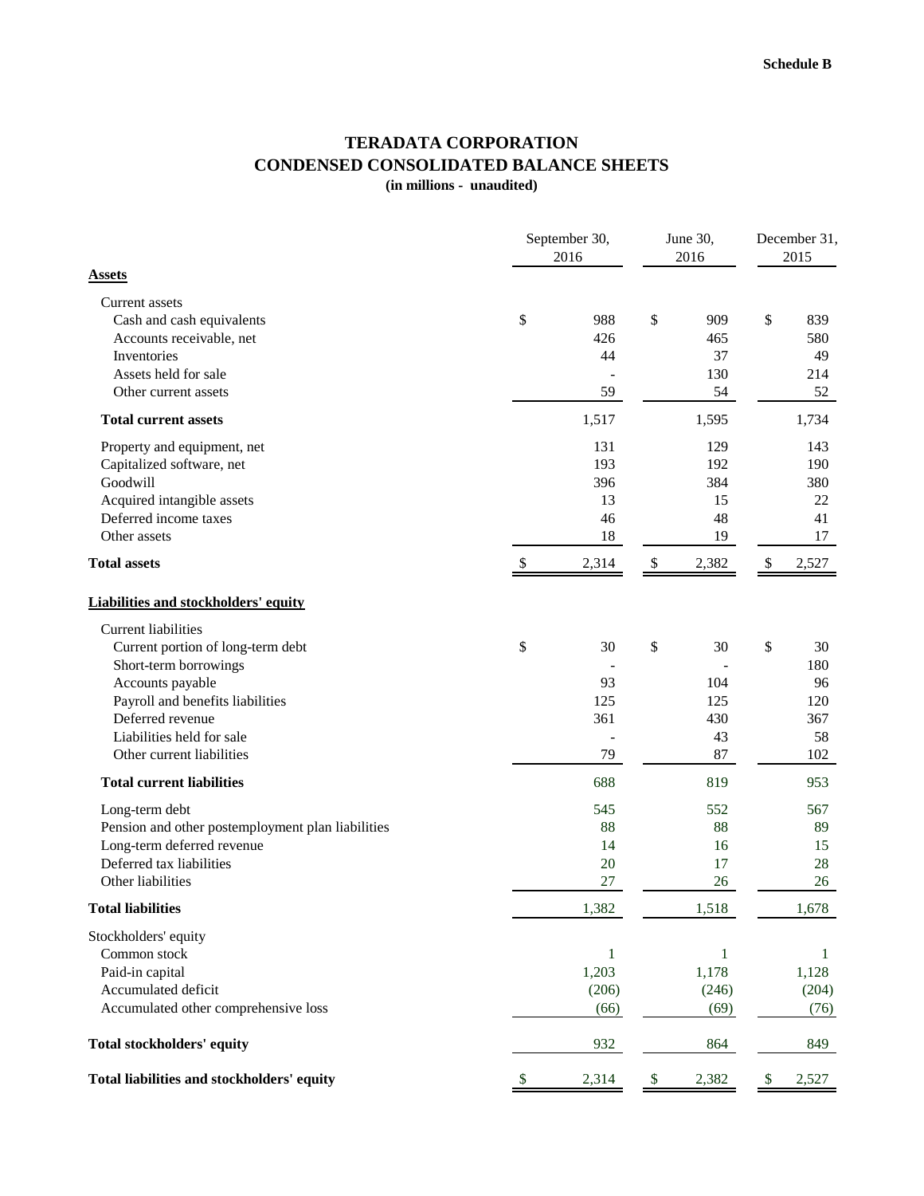**Schedule B**

# TERADATA CORPORATION
## CONDENSED CONSOLIDATED BALANCE SHEETS
**(in millions - unaudited)**

| | September 30, 2016 | June 30, 2016 | December 31, 2015 |
|---|---|---|---|
| **Assets** | | | |
| Current assets | | | |
| Cash and cash equivalents | $ 988 | $ 909 | $ 839 |
| Accounts receivable, net | 426 | 465 | 580 |
| Inventories | 44 | 37 | 49 |
| Assets held for sale | - | 130 | 214 |
| Other current assets | 59 | 54 | 52 |
| **Total current assets** | 1,517 | 1,595 | 1,734 |
| Property and equipment, net | 131 | 129 | 143 |
| Capitalized software, net | 193 | 192 | 190 |
| Goodwill | 396 | 384 | 380 |
| Acquired intangible assets | 13 | 15 | 22 |
| Deferred income taxes | 46 | 48 | 41 |
| Other assets | 18 | 19 | 17 |
| **Total assets** | $ 2,314 | $ 2,382 | $ 2,527 |
| **Liabilities and stockholders' equity** | | | |
| Current liabilities | | | |
| Current portion of long-term debt | $ 30 | $ 30 | $ 30 |
| Short-term borrowings | - | - | 180 |
| Accounts payable | 93 | 104 | 96 |
| Payroll and benefits liabilities | 125 | 125 | 120 |
| Deferred revenue | 361 | 430 | 367 |
| Liabilities held for sale | - | 43 | 58 |
| Other current liabilities | 79 | 87 | 102 |
| **Total current liabilities** | 688 | 819 | 953 |
| Long-term debt | 545 | 552 | 567 |
| Pension and other postemployment plan liabilities | 88 | 88 | 89 |
| Long-term deferred revenue | 14 | 16 | 15 |
| Deferred tax liabilities | 20 | 17 | 28 |
| Other liabilities | 27 | 26 | 26 |
| **Total liabilities** | 1,382 | 1,518 | 1,678 |
| Stockholders' equity | | | |
| Common stock | 1 | 1 | 1 |
| Paid-in capital | 1,203 | 1,178 | 1,128 |
| Accumulated deficit | (206) | (246) | (204) |
| Accumulated other comprehensive loss | (66) | (69) | (76) |
| **Total stockholders' equity** | 932 | 864 | 849 |
| **Total liabilities and stockholders' equity** | $ 2,314 | $ 2,382 | $ 2,527 |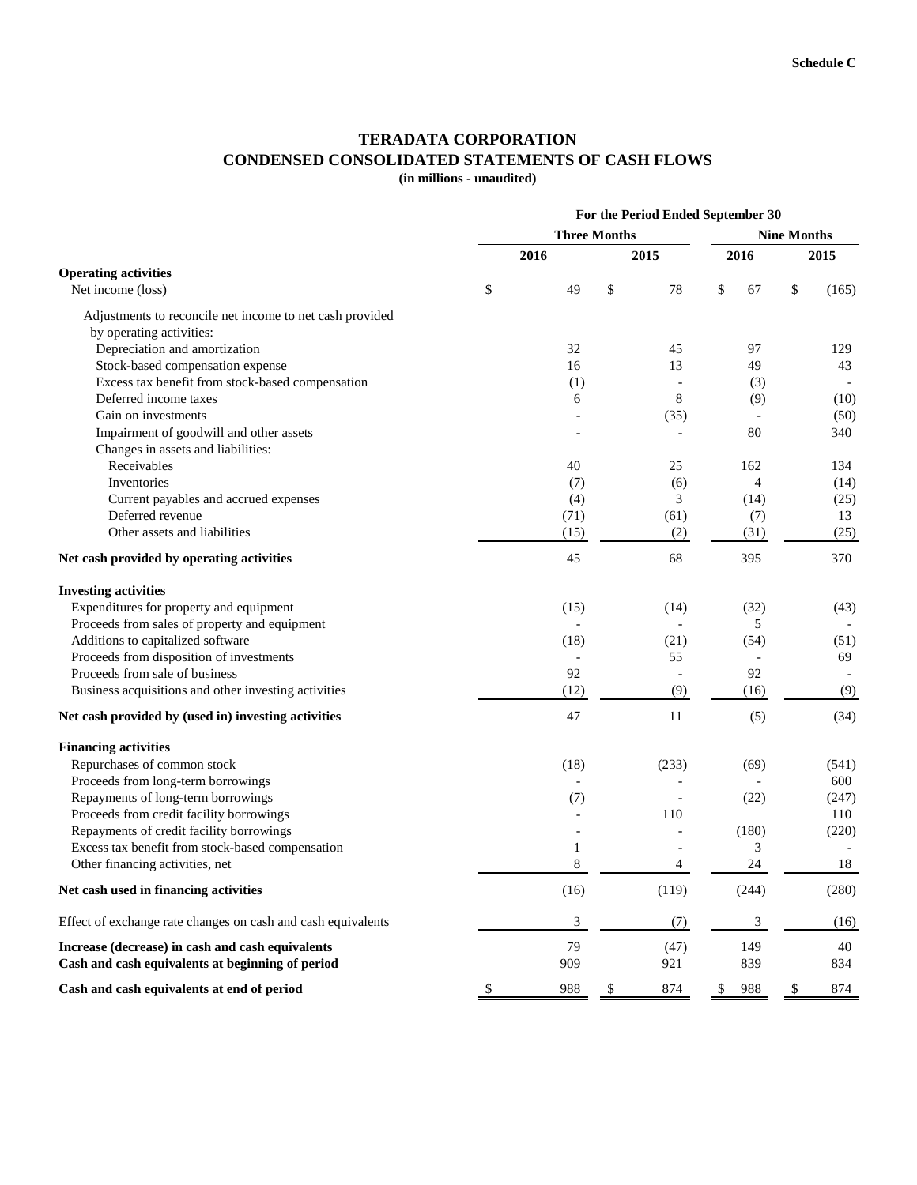**Schedule C**

# TERADATA CORPORATION
## CONDENSED CONSOLIDATED STATEMENTS OF CASH FLOWS
**(in millions - unaudited)**

| | For the Period Ended September 30 | | | |
|---|---|---|---|---|
| | Three Months | | Nine Months | |
| | 2016 | 2015 | 2016 | 2015 |
| **Operating activities** | | | | |
| Net income (loss) | $ 49 | $ 78 | $ 67 | $ (165) |
| Adjustments to reconcile net income to net cash provided by operating activities: | | | | |
| Depreciation and amortization | 32 | 45 | 97 | 129 |
| Stock-based compensation expense | 16 | 13 | 49 | 43 |
| Excess tax benefit from stock-based compensation | (1) | - | (3) | - |
| Deferred income taxes | 6 | 8 | (9) | (10) |
| Gain on investments | - | (35) | - | (50) |
| Impairment of goodwill and other assets | - | - | 80 | 340 |
| Changes in assets and liabilities: | | | | |
| Receivables | 40 | 25 | 162 | 134 |
| Inventories | (7) | (6) | 4 | (14) |
| Current payables and accrued expenses | (4) | 3 | (14) | (25) |
| Deferred revenue | (71) | (61) | (7) | 13 |
| Other assets and liabilities | (15) | (2) | (31) | (25) |
| **Net cash provided by operating activities** | 45 | 68 | 395 | 370 |
| **Investing activities** | | | | |
| Expenditures for property and equipment | (15) | (14) | (32) | (43) |
| Proceeds from sales of property and equipment | - | - | 5 | - |
| Additions to capitalized software | (18) | (21) | (54) | (51) |
| Proceeds from disposition of investments | - | 55 | - | 69 |
| Proceeds from sale of business | 92 | - | 92 | - |
| Business acquisitions and other investing activities | (12) | (9) | (16) | (9) |
| **Net cash provided by (used in) investing activities** | 47 | 11 | (5) | (34) |
| **Financing activities** | | | | |
| Repurchases of common stock | (18) | (233) | (69) | (541) |
| Proceeds from long-term borrowings | - | - | - | 600 |
| Repayments of long-term borrowings | (7) | - | (22) | (247) |
| Proceeds from credit facility borrowings | - | 110 | | 110 |
| Repayments of credit facility borrowings | - | - | (180) | (220) |
| Excess tax benefit from stock-based compensation | 1 | - | 3 | - |
| Other financing activities, net | 8 | 4 | 24 | 18 |
| **Net cash used in financing activities** | (16) | (119) | (244) | (280) |
| Effect of exchange rate changes on cash and cash equivalents | 3 | (7) | 3 | (16) |
| **Increase (decrease) in cash and cash equivalents** | 79 | (47) | 149 | 40 |
| **Cash and cash equivalents at beginning of period** | 909 | 921 | 839 | 834 |
| **Cash and cash equivalents at end of period** | $ 988 | $ 874 | $ 988 | $ 874 |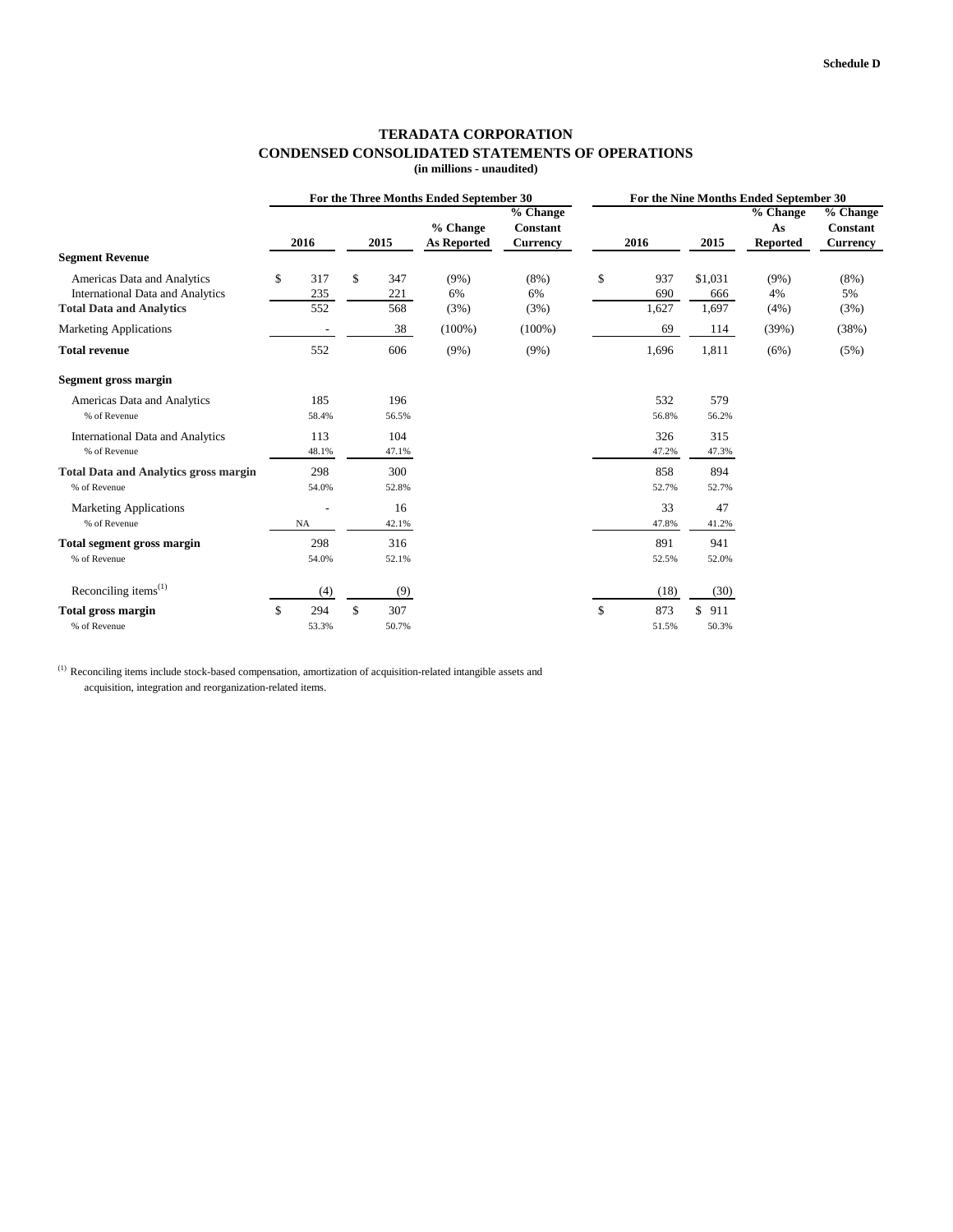Schedule D

# TERADATA CORPORATION
## CONDENSED CONSOLIDATED STATEMENTS OF OPERATIONS
**(in millions - unaudited)**

| | For the Three Months Ended September 30 | | | | For the Nine Months Ended September 30 | | | |
|---|---|---|---|---|---|---|---|---|
| | 2016 | 2015 | % Change As Reported | % Change Constant Currency | 2016 | 2015 | % Change As Reported | % Change Constant Currency |
| **Segment Revenue** | | | | | | | | |
| Americas Data and Analytics | $ 317 | $ 347 | (9%) | (8%) | $ 937 | $1,031 | (9%) | (8%) |
| International Data and Analytics | 235 | 221 | 6% | 6% | 690 | 666 | 4% | 5% |
| **Total Data and Analytics** | 552 | 568 | (3%) | (3%) | 1,627 | 1,697 | (4%) | (3%) |
| Marketing Applications | - | 38 | (100%) | (100%) | 69 | 114 | (39%) | (38%) |
| **Total revenue** | 552 | 606 | (9%) | (9%) | 1,696 | 1,811 | (6%) | (5%) |
| **Segment gross margin** | | | | | | | | |
| Americas Data and Analytics | 185 | 196 | | | 532 | 579 | | |
| % of Revenue | 58.4% | 56.5% | | | 56.8% | 56.2% | | |
| International Data and Analytics | 113 | 104 | | | 326 | 315 | | |
| % of Revenue | 48.1% | 47.1% | | | 47.2% | 47.3% | | |
| **Total Data and Analytics gross margin** | 298 | 300 | | | 858 | 894 | | |
| % of Revenue | 54.0% | 52.8% | | | 52.7% | 52.7% | | |
| Marketing Applications | - | 16 | | | 33 | 47 | | |
| % of Revenue | NA | 42.1% | | | 47.8% | 41.2% | | |
| **Total segment gross margin** | 298 | 316 | | | 891 | 941 | | |
| % of Revenue | 54.0% | 52.1% | | | 52.5% | 52.0% | | |
| Reconciling items[(1)] | (4) | (9) | | | (18) | (30) | | |
| **Total gross margin** | $ 294 | $ 307 | | | $ 873 | $ 911 | | |
| % of Revenue | 53.3% | 50.7% | | | 51.5% | 50.3% | | |

[(1)] Reconciling items include stock-based compensation, amortization of acquisition-related intangible assets and acquisition, integration and reorganization-related items.